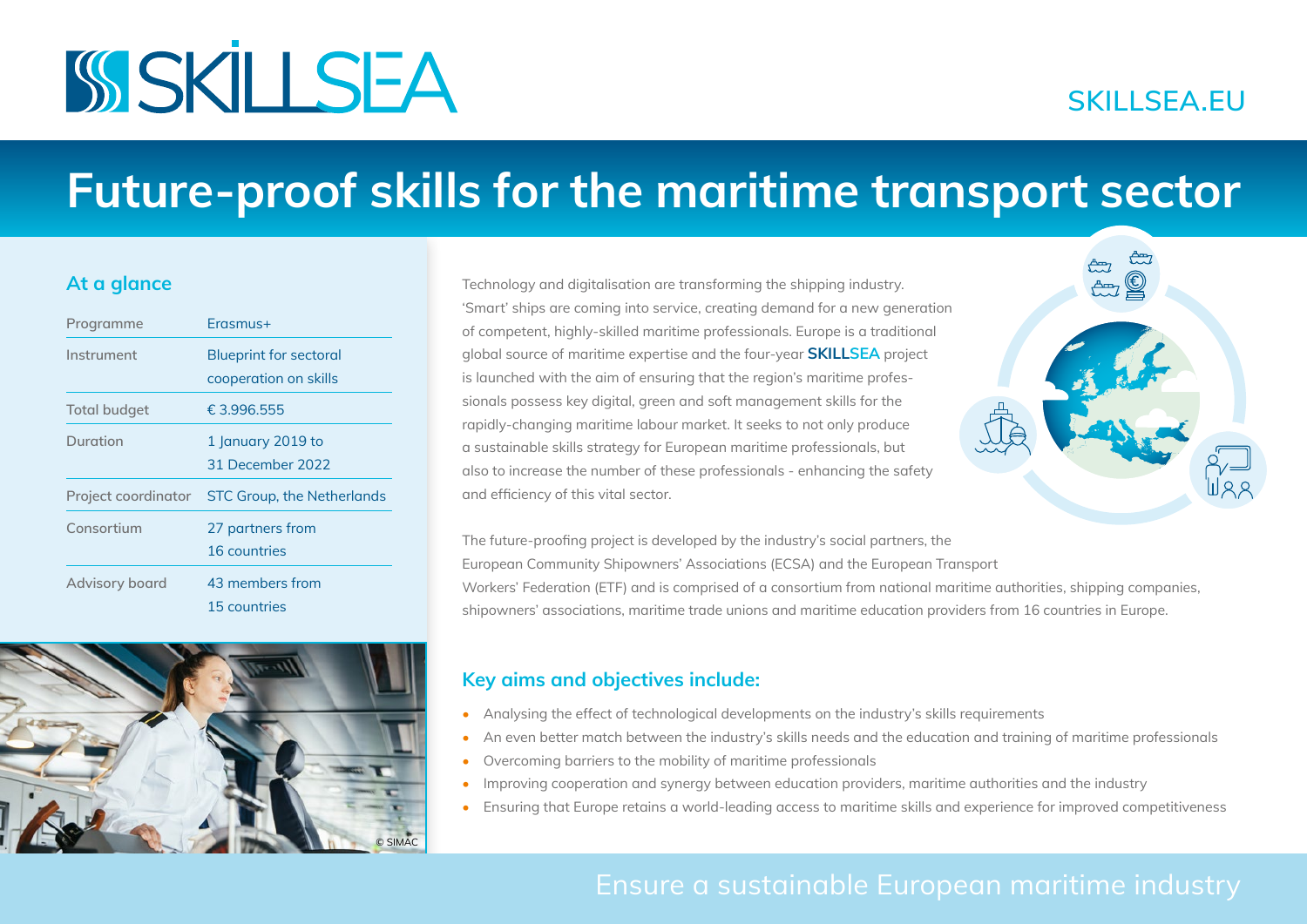# SKILLSEA

SKILLSEA.EU

# Future-proof skills for the maritime transport sector

## At a glance

| | |
|---|---|
| Programme | Erasmus+ |
| Instrument | Blueprint for sectoral cooperation on skills |
| Total budget | € 3.996.555 |
| Duration | 1 January 2019 to 31 December 2022 |
| Project coordinator | STC Group, the Netherlands |
| Consortium | 27 partners from 16 countries |
| Advisory board | 43 members from 15 countries |

© SIMAC

Technology and digitalisation are transforming the shipping industry. 'Smart' ships are coming into service, creating demand for a new generation of competent, highly-skilled maritime professionals. Europe is a traditional global source of maritime expertise and the four-year **SKILLSEA** project is launched with the aim of ensuring that the region's maritime professionals possess key digital, green and soft management skills for the rapidly-changing maritime labour market. It seeks to not only produce a sustainable skills strategy for European maritime professionals, but also to increase the number of these professionals - enhancing the safety and efficiency of this vital sector.

The future-proofing project is developed by the industry's social partners, the European Community Shipowners' Associations (ECSA) and the European Transport Workers' Federation (ETF) and is comprised of a consortium from national maritime authorities, shipping companies, shipowners' associations, maritime trade unions and maritime education providers from 16 countries in Europe.

## Key aims and objectives include:

- Analysing the effect of technological developments on the industry's skills requirements
- An even better match between the industry's skills needs and the education and training of maritime professionals
- Overcoming barriers to the mobility of maritime professionals
- Improving cooperation and synergy between education providers, maritime authorities and the industry
- Ensuring that Europe retains a world-leading access to maritime skills and experience for improved competitiveness

Ensure a sustainable European maritime industry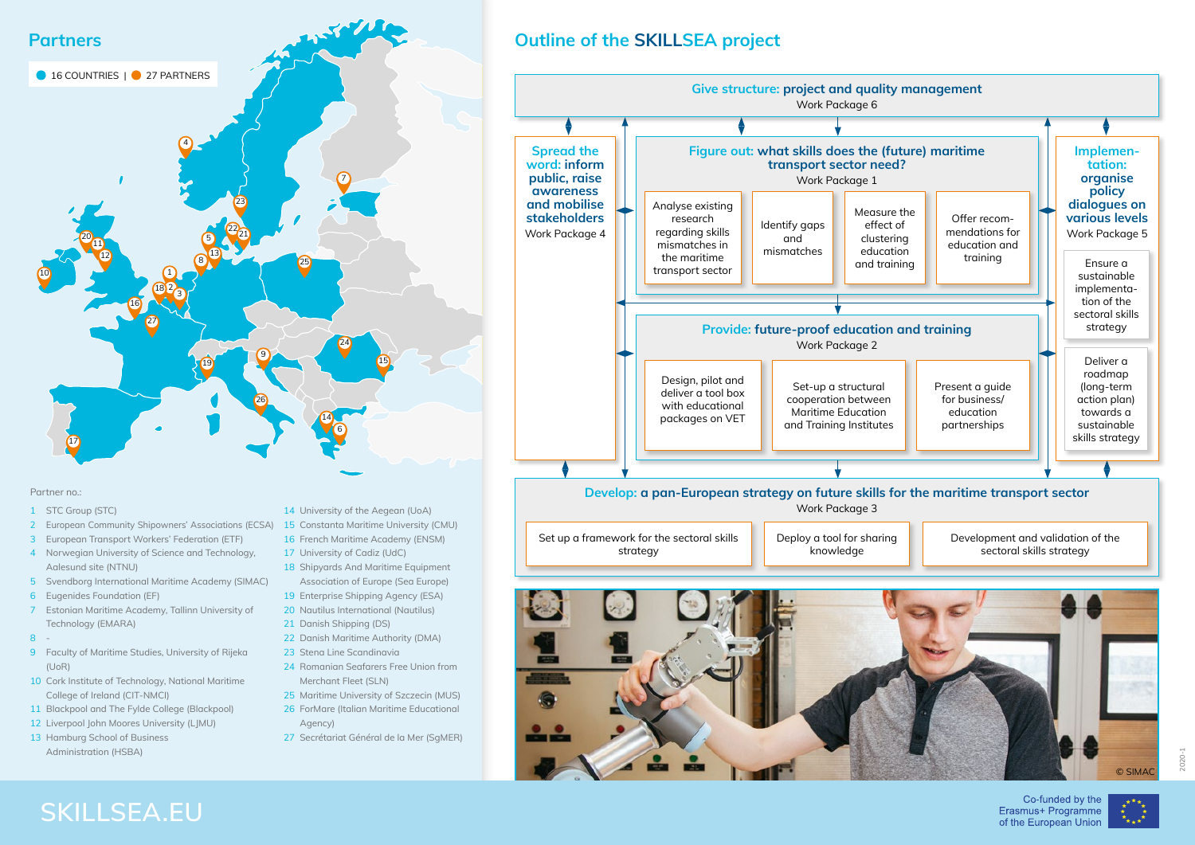## Partners

16 COUNTRIES | 27 PARTNERS

Partner no.:

1. STC Group (STC)
2. European Community Shipowners' Associations (ECSA)
3. European Transport Workers' Federation (ETF)
4. Norwegian University of Science and Technology, Aalesund site (NTNU)
5. Svendborg International Maritime Academy (SIMAC)
6. Eugenides Foundation (EF)
7. Estonian Maritime Academy, Tallinn University of Technology (EMARA)
8. -
9. Faculty of Maritime Studies, University of Rijeka (UoR)
10. Cork Institute of Technology, National Maritime College of Ireland (CIT-NMCI)
11. Blackpool and The Fylde College (Blackpool)
12. Liverpool John Moores University (LJMU)
13. Hamburg School of Business Administration (HSBA)
14. University of the Aegean (UoA)
15. Constanta Maritime University (CMU)
16. French Maritime Academy (ENSM)
17. University of Cadiz (UdC)
18. Shipyards And Maritime Equipment Association of Europe (Sea Europe)
19. Enterprise Shipping Agency (ESA)
20. Nautilus International (Nautilus)
21. Danish Shipping (DS)
22. Danish Maritime Authority (DMA)
23. Stena Line Scandinavia
24. Romanian Seafarers Free Union from Merchant Fleet (SLN)
25. Maritime University of Szczecin (MUS)
26. ForMare (Italian Maritime Educational Agency)
27. Secrétariat Général de la Mer (SgMER)

## Outline of the SKILLSEA project

**Give structure: project and quality management**
Work Package 6

**Spread the word: inform public, raise awareness and mobilise stakeholders**
Work Package 4

**Figure out: what skills does the (future) maritime transport sector need?**
Work Package 1

- Analyse existing research regarding skills mismatches in the maritime transport sector
- Identify gaps and mismatches
- Measure the effect of clustering education and training
- Offer recommendations for education and training

**Provide: future-proof education and training**
Work Package 2

- Design, pilot and deliver a tool box with educational packages on VET
- Set-up a structural cooperation between Maritime Education and Training Institutes
- Present a guide for business/education partnerships

**Implementation: organise policy dialogues on various levels**
Work Package 5

- Ensure a sustainable implementation of the sectoral skills strategy
- Deliver a roadmap (long-term action plan) towards a sustainable skills strategy

**Develop: a pan-European strategy on future skills for the maritime transport sector**
Work Package 3

- Set up a framework for the sectoral skills strategy
- Deploy a tool for sharing knowledge
- Development and validation of the sectoral skills strategy

© SIMAC

SKILLSEA.EU

Co-funded by the Erasmus+ Programme of the European Union